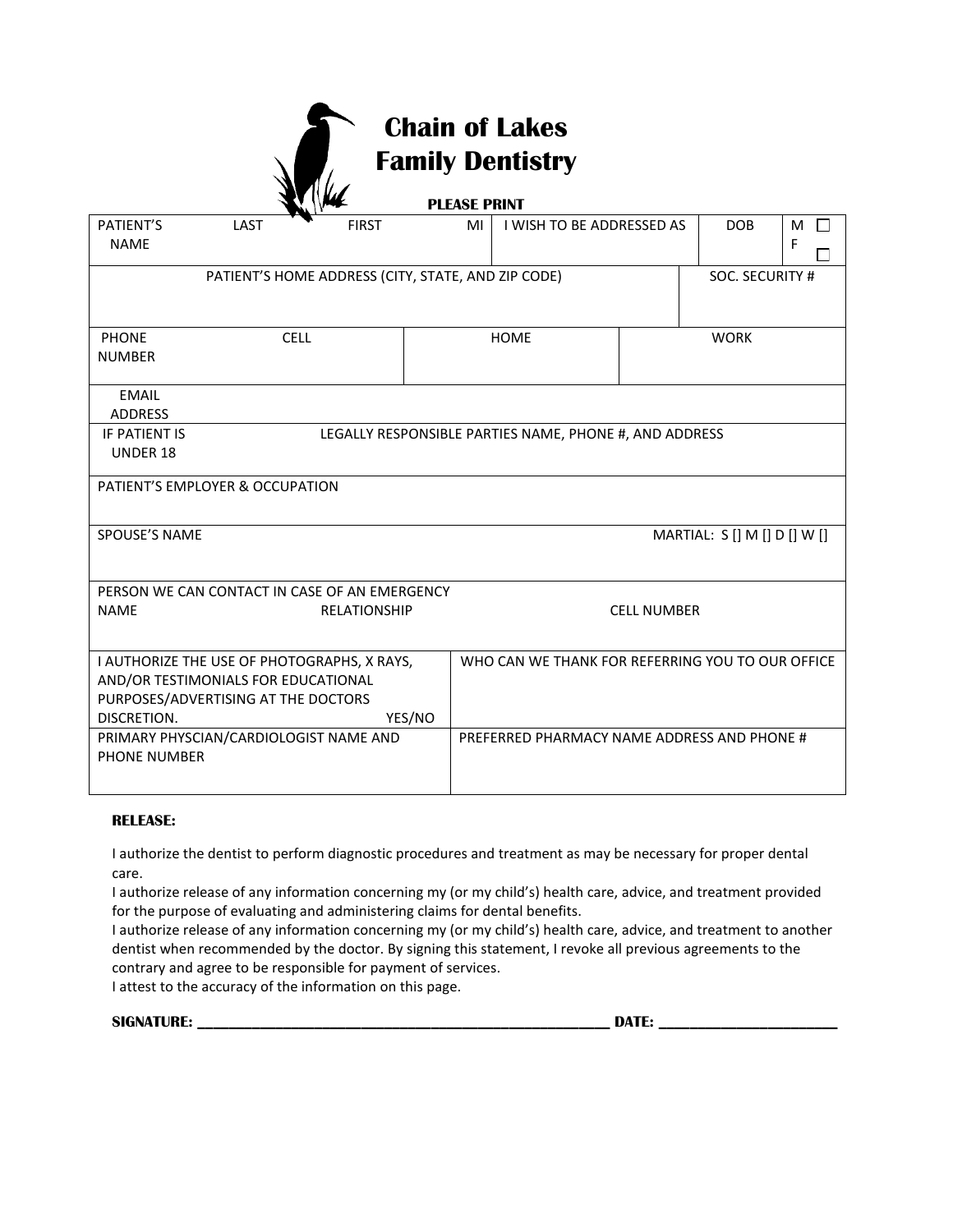# Chain of Lakes Family Dentistry

**PLEASE PRINT**

| PATIENT'S NAME | LAST | FIRST | MI | I WISH TO BE ADDRESSED AS | DOB | M ☐ F ☐ |
|---|---|---|---|---|---|---|
| PATIENT'S HOME ADDRESS (CITY, STATE, AND ZIP CODE) | | | | | SOC. SECURITY # | |
| PHONE NUMBER | CELL | | HOME | | WORK | |
| EMAIL ADDRESS | | | | | | |
| IF PATIENT IS UNDER 18 | LEGALLY RESPONSIBLE PARTIES NAME, PHONE #, AND ADDRESS | | | | | |
| PATIENT'S EMPLOYER & OCCUPATION | | | | | | |
| SPOUSE'S NAME | | | | | MARTIAL: S [] M [] D [] W [] | |
| PERSON WE CAN CONTACT IN CASE OF AN EMERGENCY NAME | RELATIONSHIP | | | CELL NUMBER | | |
| I AUTHORIZE THE USE OF PHOTOGRAPHS, X RAYS, AND/OR TESTIMONIALS FOR EDUCATIONAL PURPOSES/ADVERTISING AT THE DOCTORS DISCRETION. YES/NO | | | WHO CAN WE THANK FOR REFERRING YOU TO OUR OFFICE | | | |
| PRIMARY PHYSCIAN/CARDIOLOGIST NAME AND PHONE NUMBER | | | PREFERRED PHARMACY NAME ADDRESS AND PHONE # | | | |

**RELEASE:**

I authorize the dentist to perform diagnostic procedures and treatment as may be necessary for proper dental care.
I authorize release of any information concerning my (or my child's) health care, advice, and treatment provided for the purpose of evaluating and administering claims for dental benefits.
I authorize release of any information concerning my (or my child's) health care, advice, and treatment to another dentist when recommended by the doctor. By signing this statement, I revoke all previous agreements to the contrary and agree to be responsible for payment of services.
I attest to the accuracy of the information on this page.

**SIGNATURE: ______________________________________________ DATE: ____________________**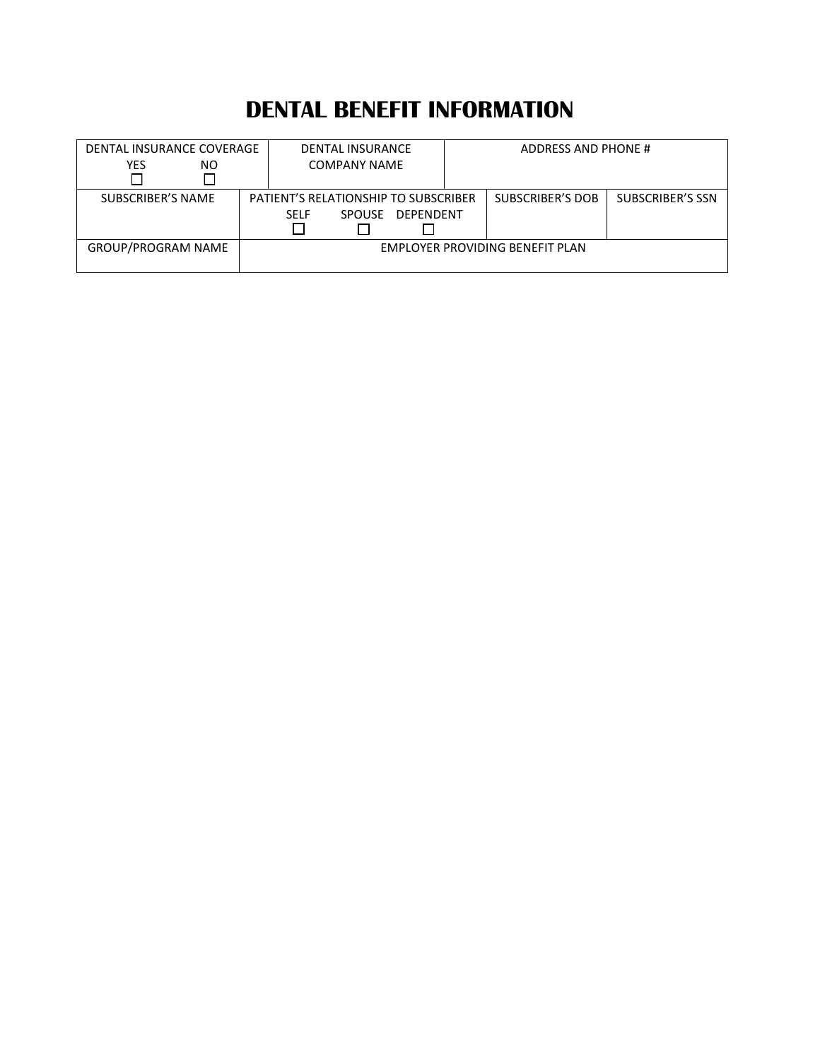# DENTAL BENEFIT INFORMATION

| DENTAL INSURANCE COVERAGE<br>YES ☐ NO ☐ | DENTAL INSURANCE COMPANY NAME | ADDRESS AND PHONE # | |
|---|---|---|---|
| SUBSCRIBER'S NAME | PATIENT'S RELATIONSHIP TO SUBSCRIBER<br>SELF ☐ SPOUSE ☐ DEPENDENT ☐ | SUBSCRIBER'S DOB | SUBSCRIBER'S SSN |
| GROUP/PROGRAM NAME | EMPLOYER PROVIDING BENEFIT PLAN | | |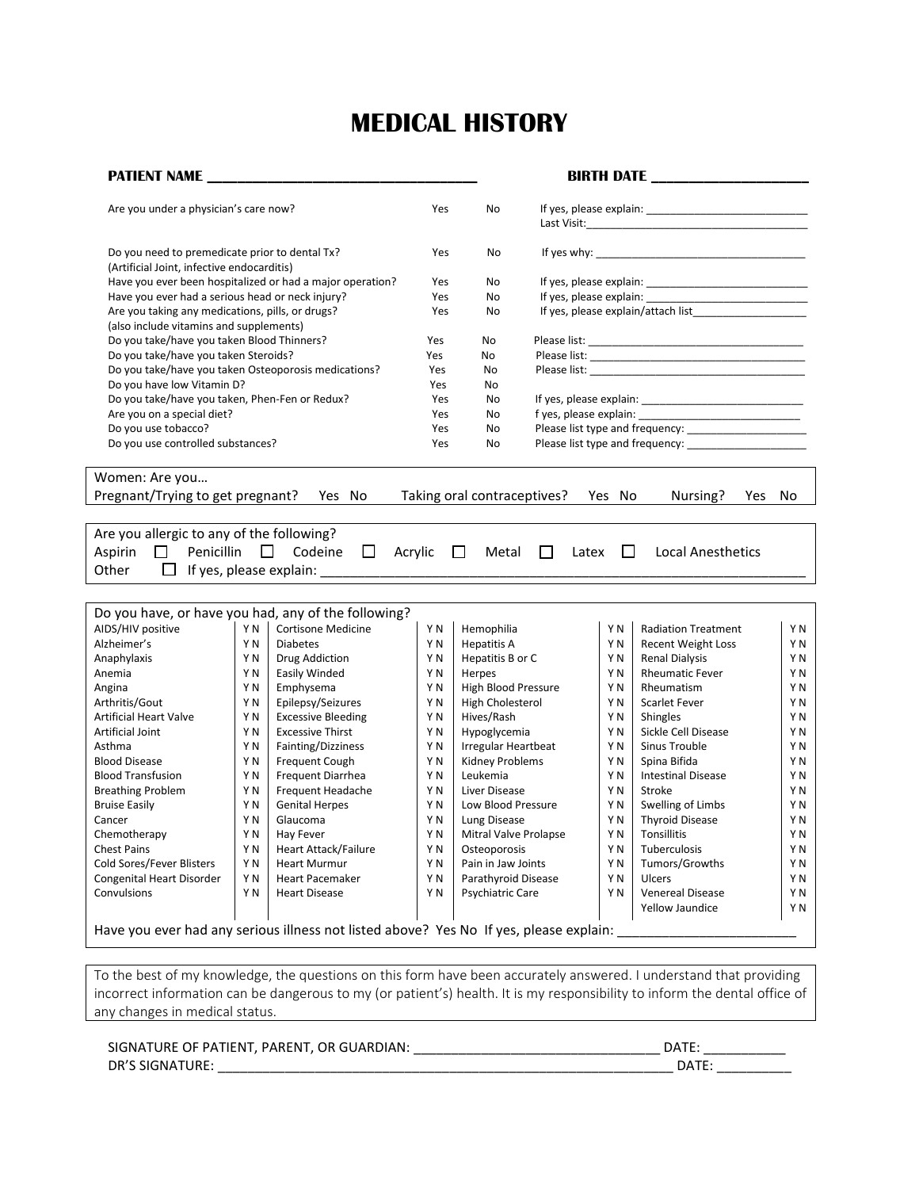# MEDICAL HISTORY

**PATIENT NAME** ______________________________ **BIRTH DATE** ____________________

| | | | |
|---|---|---|---|
| Are you under a physician's care now? | Yes | No | If yes, please explain: __________________________ Last Visit: __________________________ |
| Do you need to premedicate prior to dental Tx? (Artificial Joint, infective endocarditis) | Yes | No | If yes why: __________________________ |
| Have you ever been hospitalized or had a major operation? | Yes | No | If yes, please explain: __________________________ |
| Have you ever had a serious head or neck injury? | Yes | No | If yes, please explain: __________________________ |
| Are you taking any medications, pills, or drugs? (also include vitamins and supplements) | Yes | No | If yes, please explain/attach list__________________ |
| Do you take/have you taken Blood Thinners? | Yes | No | Please list: __________________________ |
| Do you take/have you taken Steroids? | Yes | No | Please list: __________________________ |
| Do you take/have you taken Osteoporosis medications? | Yes | No | Please list: __________________________ |
| Do you have low Vitamin D? | Yes | No | |
| Do you take/have you taken, Phen-Fen or Redux? | Yes | No | If yes, please explain: __________________________ |
| Are you on a special diet? | Yes | No | f yes, please explain: __________________________ |
| Do you use tobacco? | Yes | No | Please list type and frequency: ____________________ |
| Do you use controlled substances? | Yes | No | Please list type and frequency: ____________________ |

Women: Are you…

Pregnant/Trying to get pregnant? Yes No Taking oral contraceptives? Yes No Nursing? Yes No

Are you allergic to any of the following?

☐ Aspirin ☐ Penicillin ☐ Codeine ☐ Acrylic ☐ Metal ☐ Latex ☐ Local Anesthetics

Other ☐ If yes, please explain: ________________________________________________

Do you have, or have you had, any of the following?

| | | | | | | | |
|---|---|---|---|---|---|---|---|
| AIDS/HIV positive | Y N | Cortisone Medicine | Y N | Hemophilia | Y N | Radiation Treatment | Y N |
| Alzheimer's | Y N | Diabetes | Y N | Hepatitis A | Y N | Recent Weight Loss | Y N |
| Anaphylaxis | Y N | Drug Addiction | Y N | Hepatitis B or C | Y N | Renal Dialysis | Y N |
| Anemia | Y N | Easily Winded | Y N | Herpes | Y N | Rheumatic Fever | Y N |
| Angina | Y N | Emphysema | Y N | High Blood Pressure | Y N | Rheumatism | Y N |
| Arthritis/Gout | Y N | Epilepsy/Seizures | Y N | High Cholesterol | Y N | Scarlet Fever | Y N |
| Artificial Heart Valve | Y N | Excessive Bleeding | Y N | Hives/Rash | Y N | Shingles | Y N |
| Artificial Joint | Y N | Excessive Thirst | Y N | Hypoglycemia | Y N | Sickle Cell Disease | Y N |
| Asthma | Y N | Fainting/Dizziness | Y N | Irregular Heartbeat | Y N | Sinus Trouble | Y N |
| Blood Disease | Y N | Frequent Cough | Y N | Kidney Problems | Y N | Spina Bifida | Y N |
| Blood Transfusion | Y N | Frequent Diarrhea | Y N | Leukemia | Y N | Intestinal Disease | Y N |
| Breathing Problem | Y N | Frequent Headache | Y N | Liver Disease | Y N | Stroke | Y N |
| Bruise Easily | Y N | Genital Herpes | Y N | Low Blood Pressure | Y N | Swelling of Limbs | Y N |
| Cancer | Y N | Glaucoma | Y N | Lung Disease | Y N | Thyroid Disease | Y N |
| Chemotherapy | Y N | Hay Fever | Y N | Mitral Valve Prolapse | Y N | Tonsillitis | Y N |
| Chest Pains | Y N | Heart Attack/Failure | Y N | Osteoporosis | Y N | Tuberculosis | Y N |
| Cold Sores/Fever Blisters | Y N | Heart Murmur | Y N | Pain in Jaw Joints | Y N | Tumors/Growths | Y N |
| Congenital Heart Disorder | Y N | Heart Pacemaker | Y N | Parathyroid Disease | Y N | Ulcers | Y N |
| Convulsions | Y N | Heart Disease | Y N | Psychiatric Care | Y N | Venereal Disease | Y N |
| | | | | | | Yellow Jaundice | Y N |

Have you ever had any serious illness not listed above? Yes No If yes, please explain: ______________________

To the best of my knowledge, the questions on this form have been accurately answered. I understand that providing incorrect information can be dangerous to my (or patient's) health. It is my responsibility to inform the dental office of any changes in medical status.

SIGNATURE OF PATIENT, PARENT, OR GUARDIAN: ______________________________ DATE: __________

DR'S SIGNATURE: ________________________________________________________ DATE: __________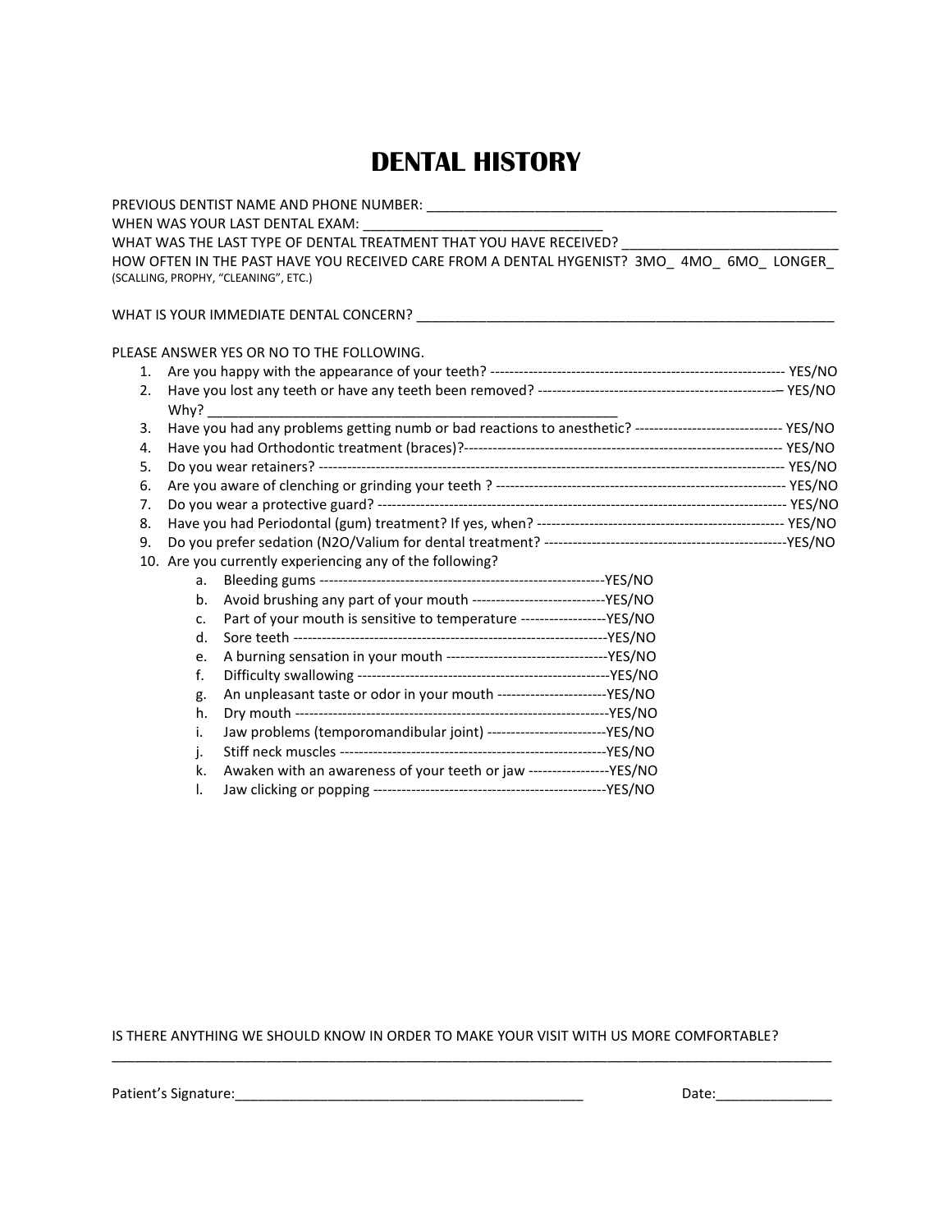# DENTAL HISTORY

PREVIOUS DENTIST NAME AND PHONE NUMBER: ________________________________________________________
WHEN WAS YOUR LAST DENTAL EXAM: ________________________________
WHAT WAS THE LAST TYPE OF DENTAL TREATMENT THAT YOU HAVE RECEIVED? ____________________________
HOW OFTEN IN THE PAST HAVE YOU RECEIVED CARE FROM A DENTAL HYGENIST? 3MO_ 4MO_ 6MO_ LONGER_
(SCALLING, PROPHY, "CLEANING", ETC.)

WHAT IS YOUR IMMEDIATE DENTAL CONCERN? ________________________________________________________

PLEASE ANSWER YES OR NO TO THE FOLLOWING.

1. Are you happy with the appearance of your teeth? ------------------------------------------------------------- YES/NO
2. Have you lost any teeth or have any teeth been removed? --------------------------------------------------– YES/NO
   Why? ________________________________________________________
3. Have you had any problems getting numb or bad reactions to anesthetic? ------------------------------ YES/NO
4. Have you had Orthodontic treatment (braces)?------------------------------------------------------------------ YES/NO
5. Do you wear retainers? ------------------------------------------------------------------------------------------------ YES/NO
6. Are you aware of clenching or grinding your teeth ? ------------------------------------------------------------ YES/NO
7. Do you wear a protective guard? ------------------------------------------------------------------------------------ YES/NO
8. Have you had Periodontal (gum) treatment? If yes, when? ---------------------------------------------------- YES/NO
9. Do you prefer sedation (N2O/Valium for dental treatment? ---------------------------------------------------YES/NO
10. Are you currently experiencing any of the following?
    a. Bleeding gums -----------------------------------------------------------YES/NO
    b. Avoid brushing any part of your mouth ----------------------------YES/NO
    c. Part of your mouth is sensitive to temperature ------------------YES/NO
    d. Sore teeth -----------------------------------------------------------------YES/NO
    e. A burning sensation in your mouth ----------------------------------YES/NO
    f. Difficulty swallowing ------------------------------------------------------YES/NO
    g. An unpleasant taste or odor in your mouth -----------------------YES/NO
    h. Dry mouth -----------------------------------------------------------------YES/NO
    i. Jaw problems (temporomandibular joint) -------------------------YES/NO
    j. Stiff neck muscles --------------------------------------------------------YES/NO
    k. Awaken with an awareness of your teeth or jaw -----------------YES/NO
    l. Jaw clicking or popping -------------------------------------------------YES/NO

IS THERE ANYTHING WE SHOULD KNOW IN ORDER TO MAKE YOUR VISIT WITH US MORE COMFORTABLE?
____________________________________________________________________________________________

Patient's Signature:_______________________________________________ Date:_______________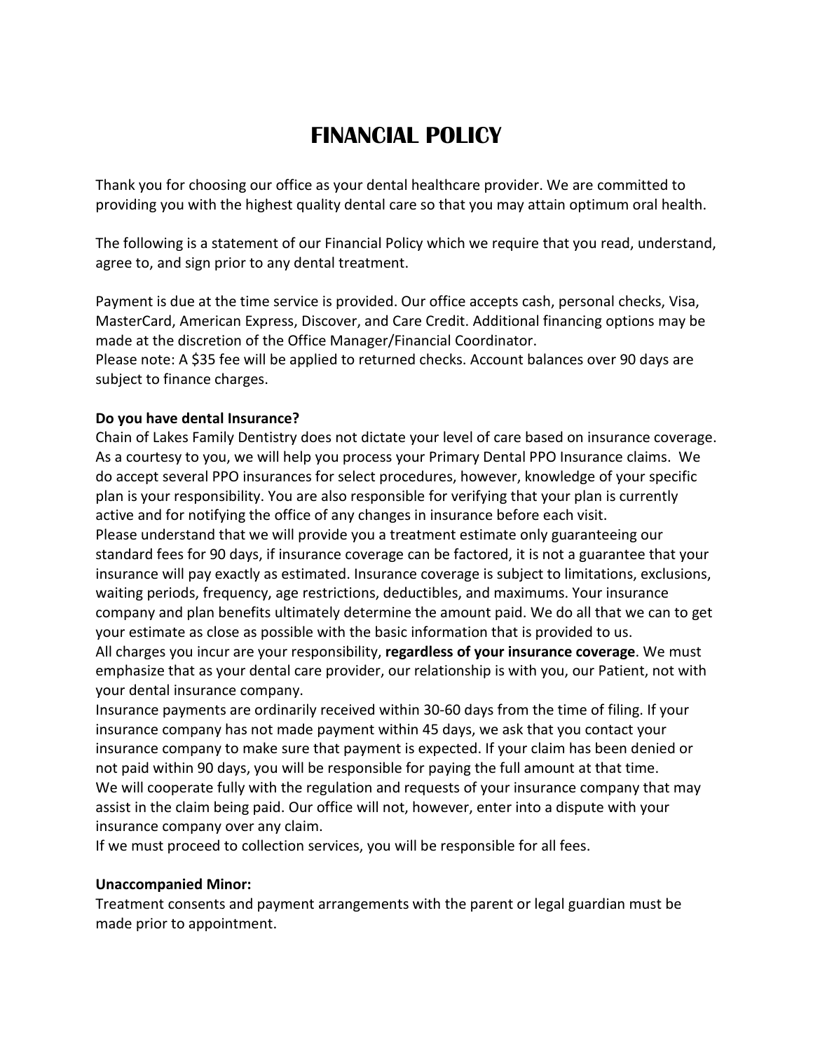# FINANCIAL POLICY

Thank you for choosing our office as your dental healthcare provider. We are committed to providing you with the highest quality dental care so that you may attain optimum oral health.

The following is a statement of our Financial Policy which we require that you read, understand, agree to, and sign prior to any dental treatment.

Payment is due at the time service is provided. Our office accepts cash, personal checks, Visa, MasterCard, American Express, Discover, and Care Credit. Additional financing options may be made at the discretion of the Office Manager/Financial Coordinator.
Please note: A $35 fee will be applied to returned checks. Account balances over 90 days are subject to finance charges.

**Do you have dental Insurance?**
Chain of Lakes Family Dentistry does not dictate your level of care based on insurance coverage. As a courtesy to you, we will help you process your Primary Dental PPO Insurance claims. We do accept several PPO insurances for select procedures, however, knowledge of your specific plan is your responsibility. You are also responsible for verifying that your plan is currently active and for notifying the office of any changes in insurance before each visit.
Please understand that we will provide you a treatment estimate only guaranteeing our standard fees for 90 days, if insurance coverage can be factored, it is not a guarantee that your insurance will pay exactly as estimated. Insurance coverage is subject to limitations, exclusions, waiting periods, frequency, age restrictions, deductibles, and maximums. Your insurance company and plan benefits ultimately determine the amount paid. We do all that we can to get your estimate as close as possible with the basic information that is provided to us.
All charges you incur are your responsibility, **regardless of your insurance coverage**. We must emphasize that as your dental care provider, our relationship is with you, our Patient, not with your dental insurance company.
Insurance payments are ordinarily received within 30-60 days from the time of filing. If your insurance company has not made payment within 45 days, we ask that you contact your insurance company to make sure that payment is expected. If your claim has been denied or not paid within 90 days, you will be responsible for paying the full amount at that time.
We will cooperate fully with the regulation and requests of your insurance company that may assist in the claim being paid. Our office will not, however, enter into a dispute with your insurance company over any claim.
If we must proceed to collection services, you will be responsible for all fees.

**Unaccompanied Minor:**
Treatment consents and payment arrangements with the parent or legal guardian must be made prior to appointment.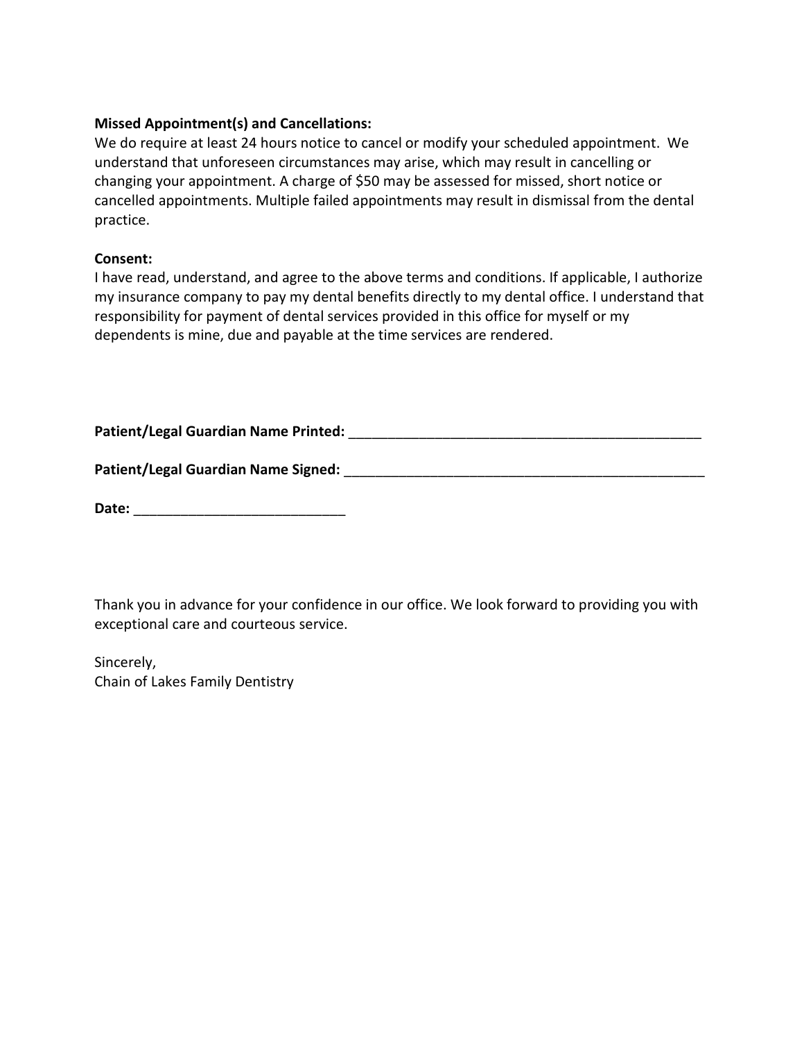**Missed Appointment(s) and Cancellations:**
We do require at least 24 hours notice to cancel or modify your scheduled appointment. We understand that unforeseen circumstances may arise, which may result in cancelling or changing your appointment. A charge of $50 may be assessed for missed, short notice or cancelled appointments. Multiple failed appointments may result in dismissal from the dental practice.

**Consent:**
I have read, understand, and agree to the above terms and conditions. If applicable, I authorize my insurance company to pay my dental benefits directly to my dental office. I understand that responsibility for payment of dental services provided in this office for myself or my dependents is mine, due and payable at the time services are rendered.

**Patient/Legal Guardian Name Printed:** _______________________________________________

**Patient/Legal Guardian Name Signed:** ________________________________________________

**Date:** ___________________________

Thank you in advance for your confidence in our office. We look forward to providing you with exceptional care and courteous service.

Sincerely,
Chain of Lakes Family Dentistry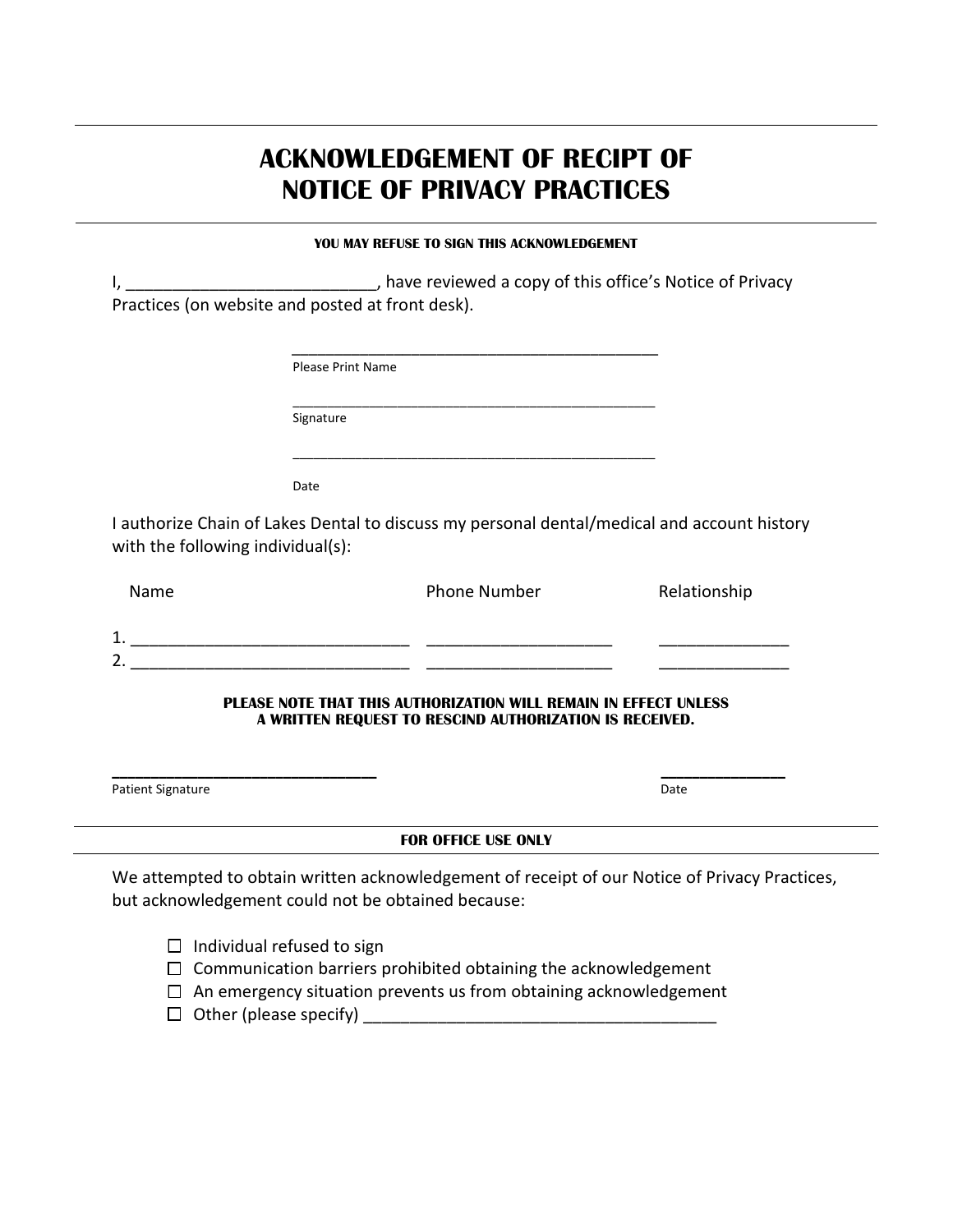# ACKNOWLEDGEMENT OF RECIPT OF NOTICE OF PRIVACY PRACTICES

**YOU MAY REFUSE TO SIGN THIS ACKNOWLEDGEMENT**

I, ___________________________, have reviewed a copy of this office's Notice of Privacy Practices (on website and posted at front desk).

_____________________________________________
Please Print Name

_____________________________________________
Signature

_____________________________________________
Date

I authorize Chain of Lakes Dental to discuss my personal dental/medical and account history with the following individual(s):

| | Name | Phone Number | Relationship |
|---|---|---|---|
| 1. | ______________________________ | ____________________ | ______________ |
| 2. | ______________________________ | ____________________ | ______________ |

**PLEASE NOTE THAT THIS AUTHORIZATION WILL REMAIN IN EFFECT UNLESS A WRITTEN REQUEST TO RESCIND AUTHORIZATION IS RECEIVED.**

______________________________
Patient Signature

______________
Date

**FOR OFFICE USE ONLY**

We attempted to obtain written acknowledgement of receipt of our Notice of Privacy Practices, but acknowledgement could not be obtained because:

- ☐ Individual refused to sign
- ☐ Communication barriers prohibited obtaining the acknowledgement
- ☐ An emergency situation prevents us from obtaining acknowledgement
- ☐ Other (please specify) ______________________________________